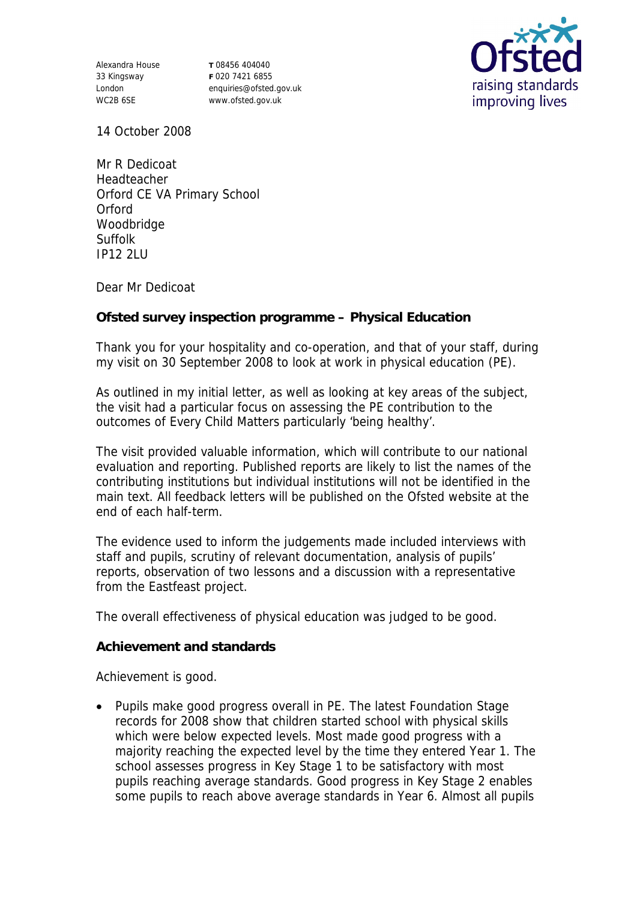Alexandra House
33 Kingsway
London
WC2B 6SE

**T** 08456 404040
**F** 020 7421 6855
enquiries@ofsted.gov.uk
www.ofsted.gov.uk

Ofsted
raising standards
improving lives

14 October 2008

Mr R Dedicoat
Headteacher
Orford CE VA Primary School
Orford
Woodbridge
Suffolk
IP12 2LU

Dear Mr Dedicoat

**Ofsted survey inspection programme – Physical Education**

Thank you for your hospitality and co-operation, and that of your staff, during my visit on 30 September 2008 to look at work in physical education (PE).

As outlined in my initial letter, as well as looking at key areas of the subject, the visit had a particular focus on assessing the PE contribution to the outcomes of Every Child Matters particularly 'being healthy'.

The visit provided valuable information, which will contribute to our national evaluation and reporting. Published reports are likely to list the names of the contributing institutions but individual institutions will not be identified in the main text. All feedback letters will be published on the Ofsted website at the end of each half-term.

The evidence used to inform the judgements made included interviews with staff and pupils, scrutiny of relevant documentation, analysis of pupils' reports, observation of two lessons and a discussion with a representative from the Eastfeast project.

The overall effectiveness of physical education was judged to be good.

**Achievement and standards**

Achievement is good.

- Pupils make good progress overall in PE. The latest Foundation Stage records for 2008 show that children started school with physical skills which were below expected levels. Most made good progress with a majority reaching the expected level by the time they entered Year 1. The school assesses progress in Key Stage 1 to be satisfactory with most pupils reaching average standards. Good progress in Key Stage 2 enables some pupils to reach above average standards in Year 6. Almost all pupils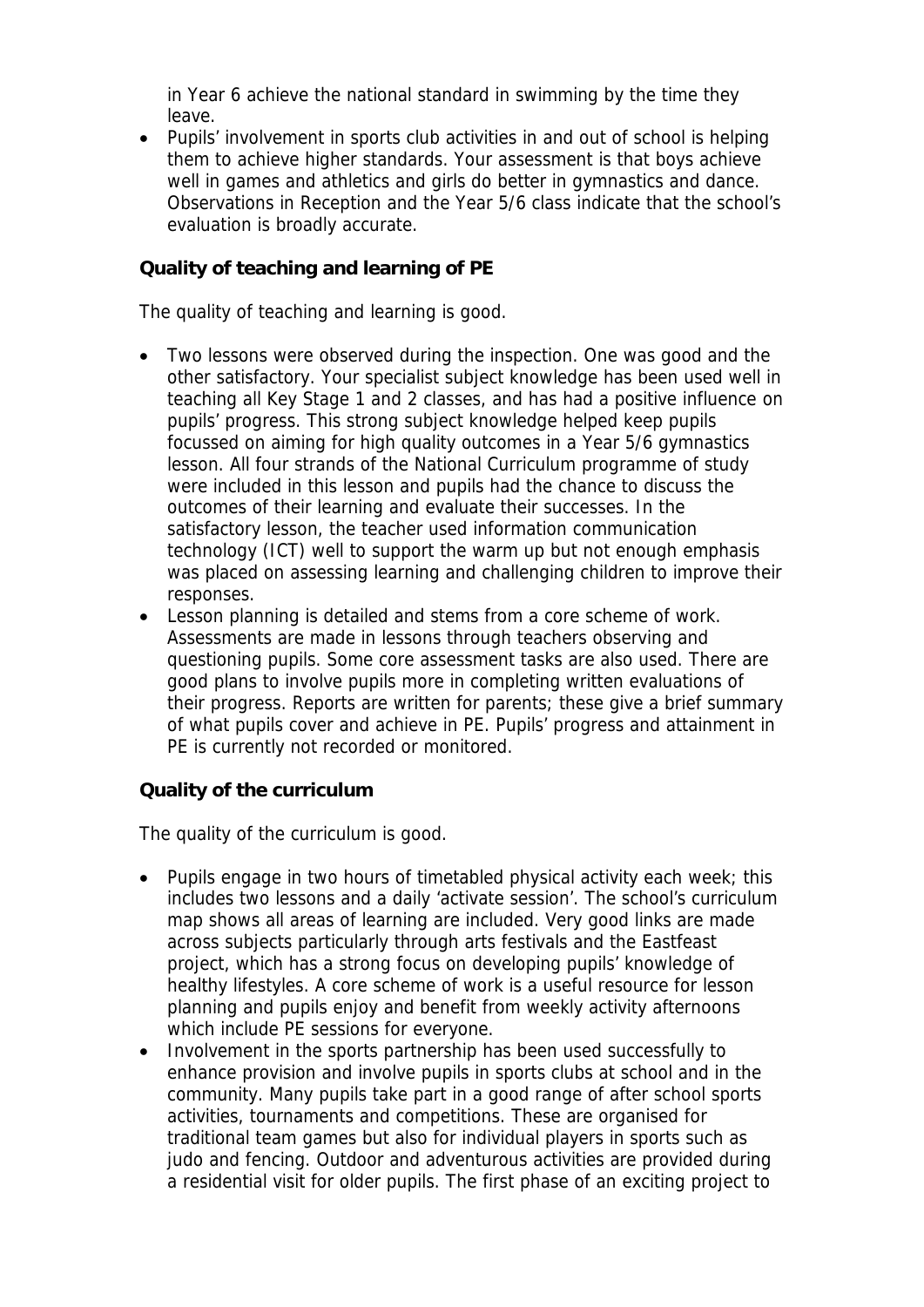in Year 6 achieve the national standard in swimming by the time they leave.

- Pupils' involvement in sports club activities in and out of school is helping them to achieve higher standards. Your assessment is that boys achieve well in games and athletics and girls do better in gymnastics and dance. Observations in Reception and the Year 5/6 class indicate that the school's evaluation is broadly accurate.

**Quality of teaching and learning of PE**

The quality of teaching and learning is good.

- Two lessons were observed during the inspection. One was good and the other satisfactory. Your specialist subject knowledge has been used well in teaching all Key Stage 1 and 2 classes, and has had a positive influence on pupils' progress. This strong subject knowledge helped keep pupils focussed on aiming for high quality outcomes in a Year 5/6 gymnastics lesson. All four strands of the National Curriculum programme of study were included in this lesson and pupils had the chance to discuss the outcomes of their learning and evaluate their successes. In the satisfactory lesson, the teacher used information communication technology (ICT) well to support the warm up but not enough emphasis was placed on assessing learning and challenging children to improve their responses.
- Lesson planning is detailed and stems from a core scheme of work. Assessments are made in lessons through teachers observing and questioning pupils. Some core assessment tasks are also used. There are good plans to involve pupils more in completing written evaluations of their progress. Reports are written for parents; these give a brief summary of what pupils cover and achieve in PE. Pupils' progress and attainment in PE is currently not recorded or monitored.

**Quality of the curriculum**

The quality of the curriculum is good.

- Pupils engage in two hours of timetabled physical activity each week; this includes two lessons and a daily 'activate session'. The school's curriculum map shows all areas of learning are included. Very good links are made across subjects particularly through arts festivals and the Eastfeast project, which has a strong focus on developing pupils' knowledge of healthy lifestyles. A core scheme of work is a useful resource for lesson planning and pupils enjoy and benefit from weekly activity afternoons which include PE sessions for everyone.
- Involvement in the sports partnership has been used successfully to enhance provision and involve pupils in sports clubs at school and in the community. Many pupils take part in a good range of after school sports activities, tournaments and competitions. These are organised for traditional team games but also for individual players in sports such as judo and fencing. Outdoor and adventurous activities are provided during a residential visit for older pupils. The first phase of an exciting project to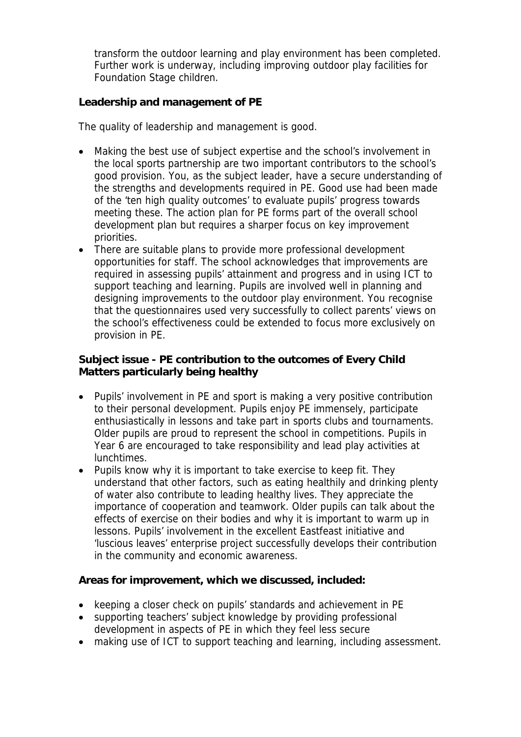transform the outdoor learning and play environment has been completed. Further work is underway, including improving outdoor play facilities for Foundation Stage children.

**Leadership and management of PE**

The quality of leadership and management is good.

- Making the best use of subject expertise and the school's involvement in the local sports partnership are two important contributors to the school's good provision. You, as the subject leader, have a secure understanding of the strengths and developments required in PE. Good use had been made of the 'ten high quality outcomes' to evaluate pupils' progress towards meeting these. The action plan for PE forms part of the overall school development plan but requires a sharper focus on key improvement priorities.
- There are suitable plans to provide more professional development opportunities for staff. The school acknowledges that improvements are required in assessing pupils' attainment and progress and in using ICT to support teaching and learning. Pupils are involved well in planning and designing improvements to the outdoor play environment. You recognise that the questionnaires used very successfully to collect parents' views on the school's effectiveness could be extended to focus more exclusively on provision in PE.

**Subject issue - PE contribution to the outcomes of Every Child Matters particularly being healthy**

- Pupils' involvement in PE and sport is making a very positive contribution to their personal development. Pupils enjoy PE immensely, participate enthusiastically in lessons and take part in sports clubs and tournaments. Older pupils are proud to represent the school in competitions. Pupils in Year 6 are encouraged to take responsibility and lead play activities at lunchtimes.
- Pupils know why it is important to take exercise to keep fit. They understand that other factors, such as eating healthily and drinking plenty of water also contribute to leading healthy lives. They appreciate the importance of cooperation and teamwork. Older pupils can talk about the effects of exercise on their bodies and why it is important to warm up in lessons. Pupils' involvement in the excellent Eastfeast initiative and 'luscious leaves' enterprise project successfully develops their contribution in the community and economic awareness.

**Areas for improvement, which we discussed, included:**

- keeping a closer check on pupils' standards and achievement in PE
- supporting teachers' subject knowledge by providing professional development in aspects of PE in which they feel less secure
- making use of ICT to support teaching and learning, including assessment.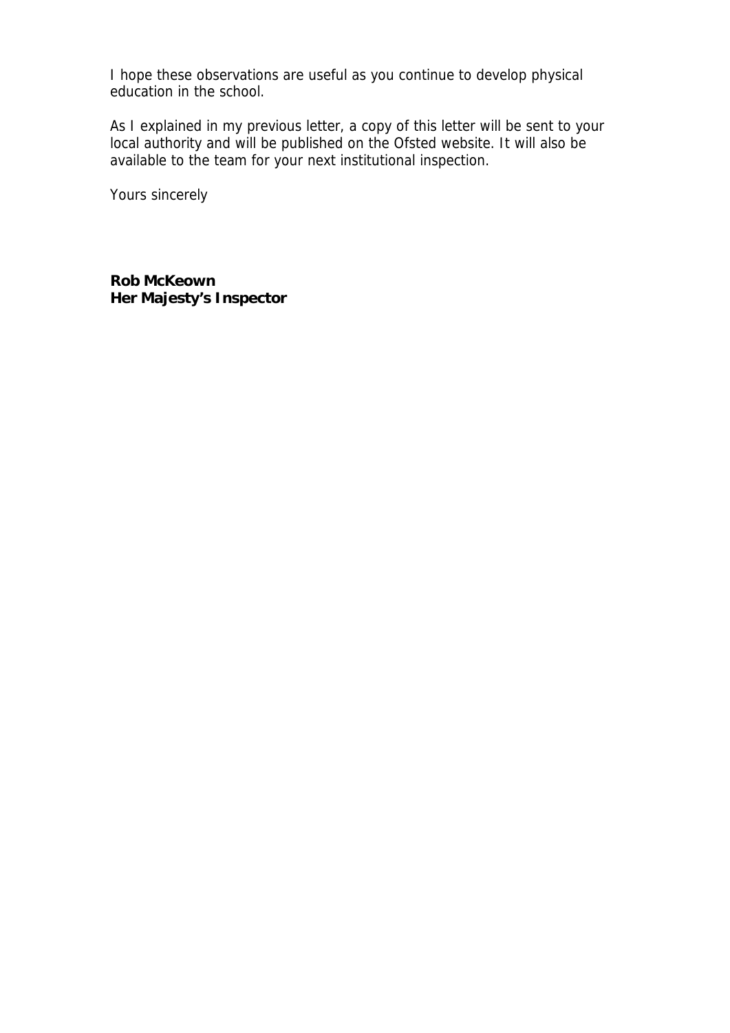I hope these observations are useful as you continue to develop physical education in the school.

As I explained in my previous letter, a copy of this letter will be sent to your local authority and will be published on the Ofsted website. It will also be available to the team for your next institutional inspection.

Yours sincerely

**Rob McKeown**
**Her Majesty's Inspector**